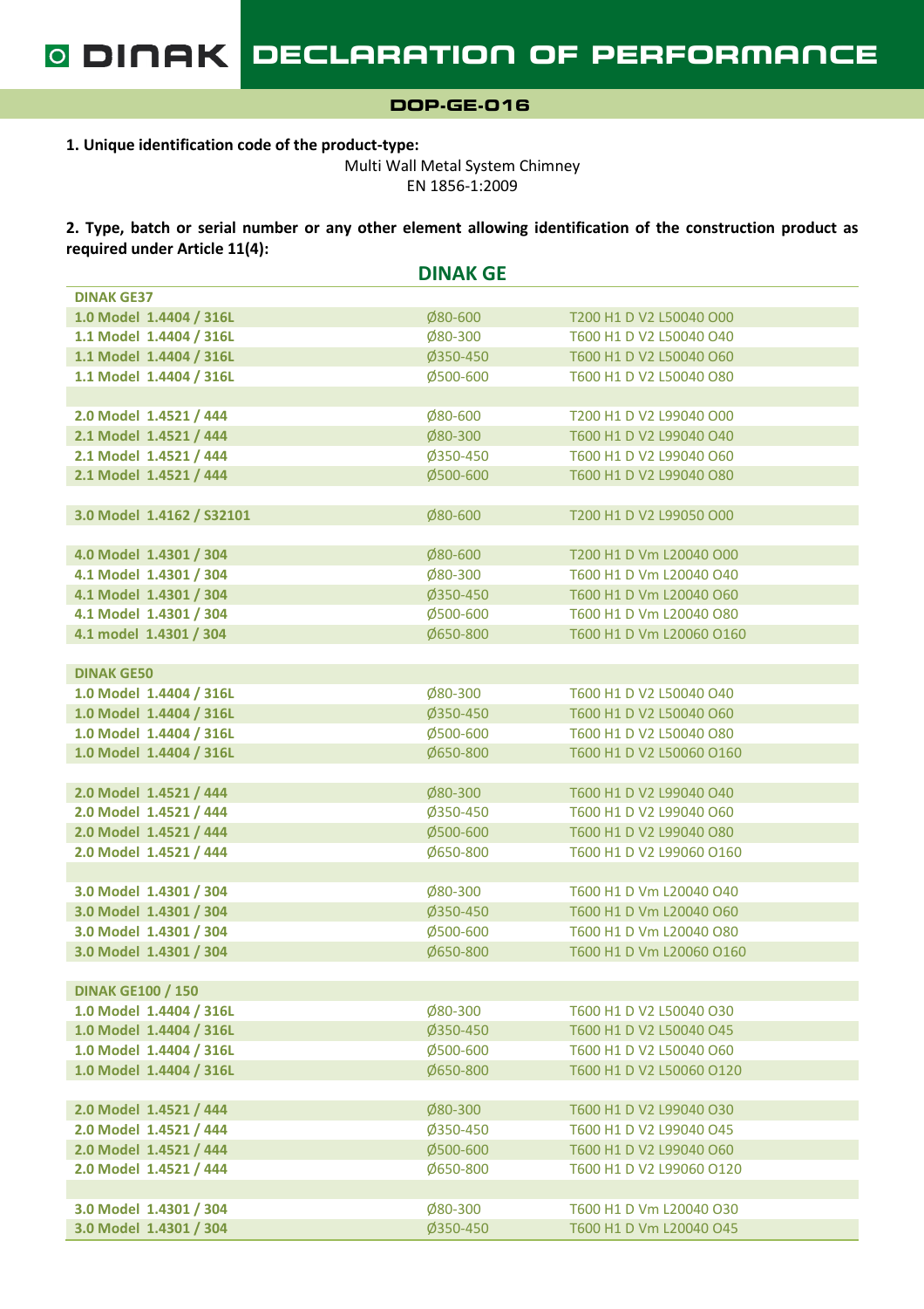# DINAK DECLARATION OF PERFORMANCE

**DOP-GE-016**

**1. Unique identification code of the product-type:**

Multi Wall Metal System Chimney
EN 1856-1:2009

**2. Type, batch or serial number or any other element allowing identification of the construction product as required under Article 11(4):**

## DINAK GE

| | | |
|---|---|---|
| **DINAK GE37** | | |
| **1.0 Model 1.4404 / 316L** | Ø80-600 | T200 H1 D V2 L50040 O00 |
| **1.1 Model 1.4404 / 316L** | Ø80-300 | T600 H1 D V2 L50040 O40 |
| **1.1 Model 1.4404 / 316L** | Ø350-450 | T600 H1 D V2 L50040 O60 |
| **1.1 Model 1.4404 / 316L** | Ø500-600 | T600 H1 D V2 L50040 O80 |
| | | |
| **2.0 Model 1.4521 / 444** | Ø80-600 | T200 H1 D V2 L99040 O00 |
| **2.1 Model 1.4521 / 444** | Ø80-300 | T600 H1 D V2 L99040 O40 |
| **2.1 Model 1.4521 / 444** | Ø350-450 | T600 H1 D V2 L99040 O60 |
| **2.1 Model 1.4521 / 444** | Ø500-600 | T600 H1 D V2 L99040 O80 |
| | | |
| **3.0 Model 1.4162 / S32101** | Ø80-600 | T200 H1 D V2 L99050 O00 |
| | | |
| **4.0 Model 1.4301 / 304** | Ø80-600 | T200 H1 D Vm L20040 O00 |
| **4.1 Model 1.4301 / 304** | Ø80-300 | T600 H1 D Vm L20040 O40 |
| **4.1 Model 1.4301 / 304** | Ø350-450 | T600 H1 D Vm L20040 O60 |
| **4.1 Model 1.4301 / 304** | Ø500-600 | T600 H1 D Vm L20040 O80 |
| **4.1 model 1.4301 / 304** | Ø650-800 | T600 H1 D Vm L20060 O160 |
| | | |
| **DINAK GE50** | | |
| **1.0 Model 1.4404 / 316L** | Ø80-300 | T600 H1 D V2 L50040 O40 |
| **1.0 Model 1.4404 / 316L** | Ø350-450 | T600 H1 D V2 L50040 O60 |
| **1.0 Model 1.4404 / 316L** | Ø500-600 | T600 H1 D V2 L50040 O80 |
| **1.0 Model 1.4404 / 316L** | Ø650-800 | T600 H1 D V2 L50060 O160 |
| | | |
| **2.0 Model 1.4521 / 444** | Ø80-300 | T600 H1 D V2 L99040 O40 |
| **2.0 Model 1.4521 / 444** | Ø350-450 | T600 H1 D V2 L99040 O60 |
| **2.0 Model 1.4521 / 444** | Ø500-600 | T600 H1 D V2 L99040 O80 |
| **2.0 Model 1.4521 / 444** | Ø650-800 | T600 H1 D V2 L99060 O160 |
| | | |
| **3.0 Model 1.4301 / 304** | Ø80-300 | T600 H1 D Vm L20040 O40 |
| **3.0 Model 1.4301 / 304** | Ø350-450 | T600 H1 D Vm L20040 O60 |
| **3.0 Model 1.4301 / 304** | Ø500-600 | T600 H1 D Vm L20040 O80 |
| **3.0 Model 1.4301 / 304** | Ø650-800 | T600 H1 D Vm L20060 O160 |
| | | |
| **DINAK GE100 / 150** | | |
| **1.0 Model 1.4404 / 316L** | Ø80-300 | T600 H1 D V2 L50040 O30 |
| **1.0 Model 1.4404 / 316L** | Ø350-450 | T600 H1 D V2 L50040 O45 |
| **1.0 Model 1.4404 / 316L** | Ø500-600 | T600 H1 D V2 L50040 O60 |
| **1.0 Model 1.4404 / 316L** | Ø650-800 | T600 H1 D V2 L50060 O120 |
| | | |
| **2.0 Model 1.4521 / 444** | Ø80-300 | T600 H1 D V2 L99040 O30 |
| **2.0 Model 1.4521 / 444** | Ø350-450 | T600 H1 D V2 L99040 O45 |
| **2.0 Model 1.4521 / 444** | Ø500-600 | T600 H1 D V2 L99040 O60 |
| **2.0 Model 1.4521 / 444** | Ø650-800 | T600 H1 D V2 L99060 O120 |
| | | |
| **3.0 Model 1.4301 / 304** | Ø80-300 | T600 H1 D Vm L20040 O30 |
| **3.0 Model 1.4301 / 304** | Ø350-450 | T600 H1 D Vm L20040 O45 |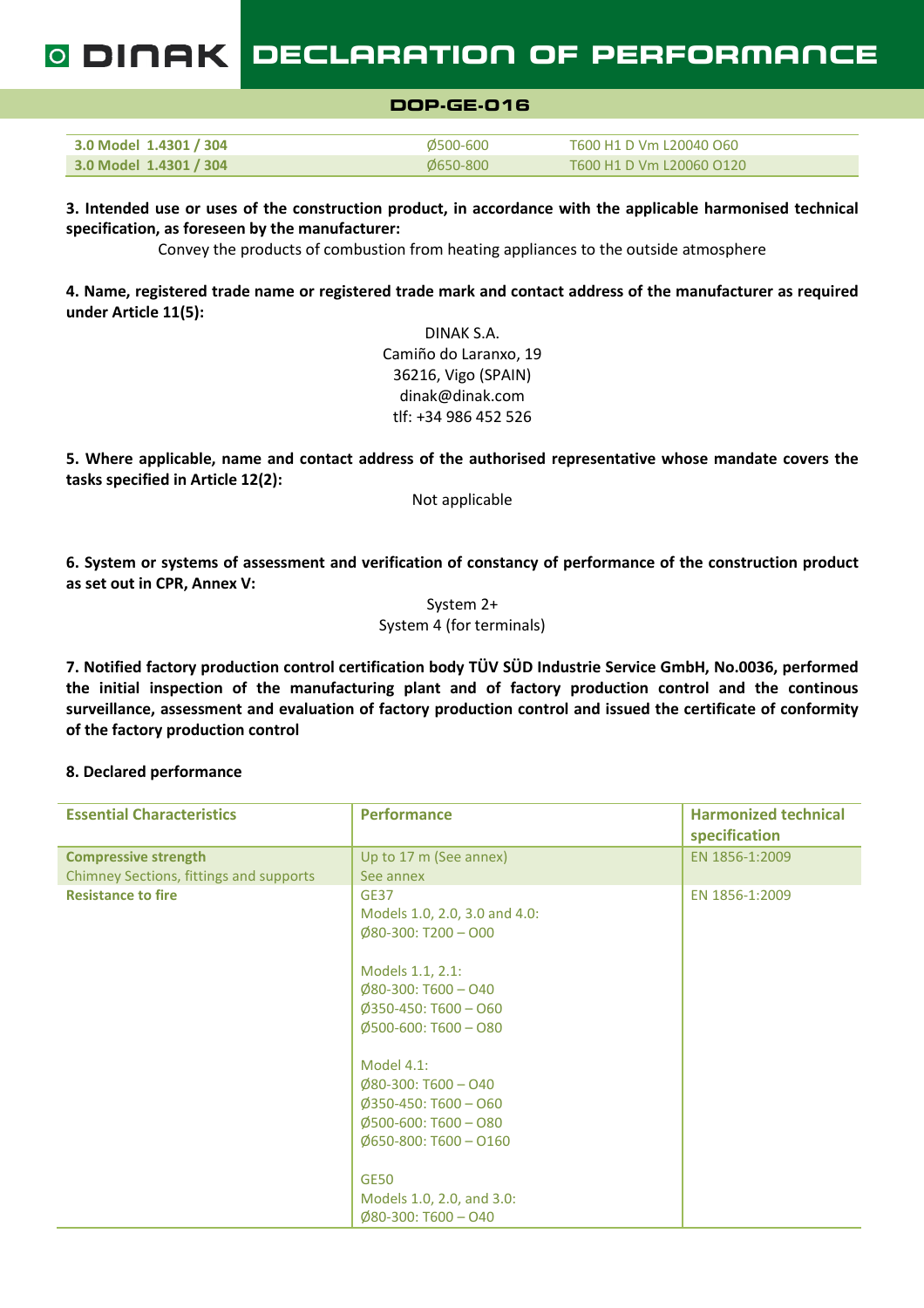| 3.0 Model 1.4301 / 304 | Ø500-600 | T600 H1 D Vm L20040 O60 |
|---|---|---|
| 3.0 Model 1.4301 / 304 | Ø650-800 | T600 H1 D Vm L20060 O120 |

**3. Intended use or uses of the construction product, in accordance with the applicable harmonised technical specification, as foreseen by the manufacturer:**

Convey the products of combustion from heating appliances to the outside atmosphere

**4. Name, registered trade name or registered trade mark and contact address of the manufacturer as required under Article 11(5):**

DINAK S.A.
Camiño do Laranxo, 19
36216, Vigo (SPAIN)
dinak@dinak.com
tlf: +34 986 452 526

**5. Where applicable, name and contact address of the authorised representative whose mandate covers the tasks specified in Article 12(2):**

Not applicable

**6. System or systems of assessment and verification of constancy of performance of the construction product as set out in CPR, Annex V:**

System 2+
System 4 (for terminals)

**7. Notified factory production control certification body TÜV SÜD Industrie Service GmbH, No.0036, performed the initial inspection of the manufacturing plant and of factory production control and the continous surveillance, assessment and evaluation of factory production control and issued the certificate of conformity of the factory production control**

**8. Declared performance**

| Essential Characteristics | Performance | Harmonized technical specification |
|---|---|---|
| **Compressive strength**<br>Chimney Sections, fittings and supports | Up to 17 m (See annex)<br>See annex | EN 1856-1:2009 |
| **Resistance to fire** | GE37<br>Models 1.0, 2.0, 3.0 and 4.0:<br>Ø80-300: T200 – O00<br><br>Models 1.1, 2.1:<br>Ø80-300: T600 – O40<br>Ø350-450: T600 – O60<br>Ø500-600: T600 – O80<br><br>Model 4.1:<br>Ø80-300: T600 – O40<br>Ø350-450: T600 – O60<br>Ø500-600: T600 – O80<br>Ø650-800: T600 – O160<br><br>GE50<br>Models 1.0, 2.0, and 3.0:<br>Ø80-300: T600 – O40 | EN 1856-1:2009 |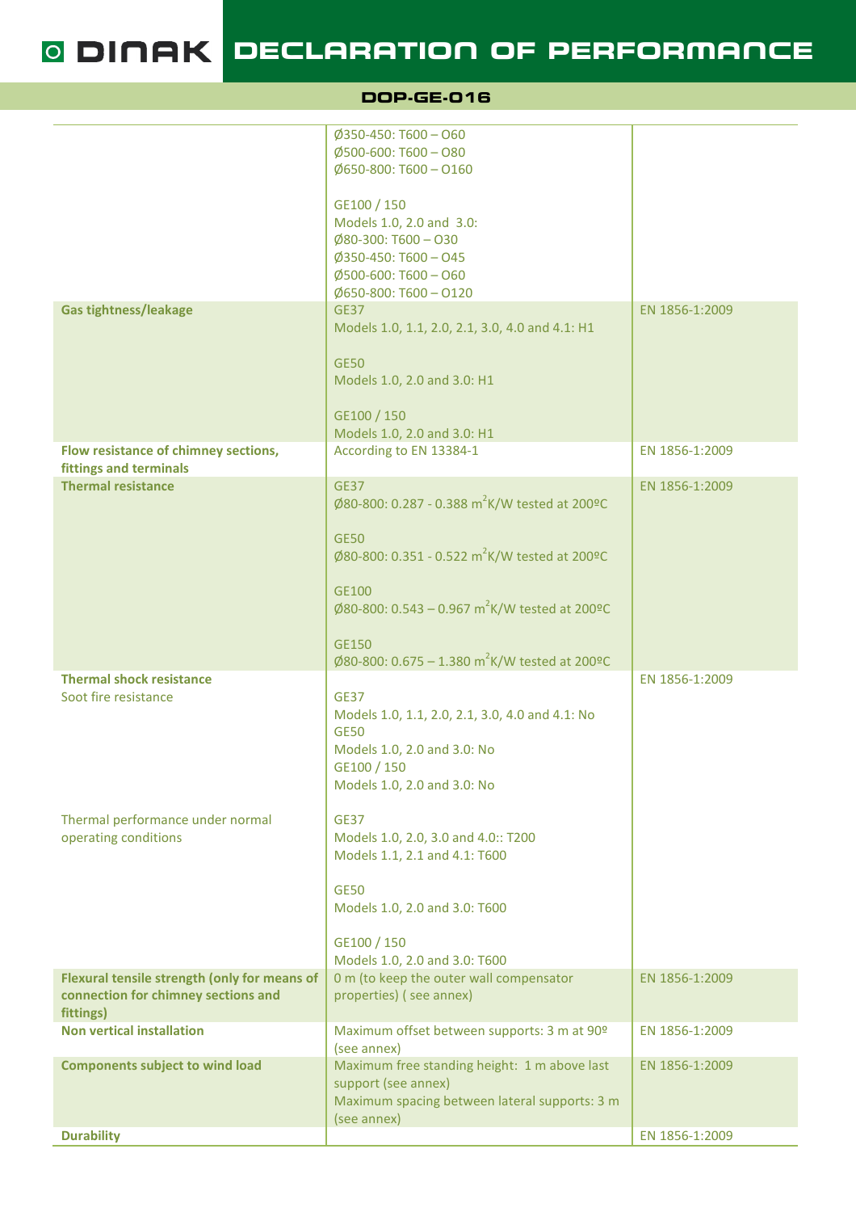| | | |
|---|---|---|
| | Ø350-450: T600 – O60<br>Ø500-600: T600 – O80<br>Ø650-800: T600 – O160<br><br>GE100 / 150<br>Models 1.0, 2.0 and 3.0:<br>Ø80-300: T600 – O30<br>Ø350-450: T600 – O45<br>Ø500-600: T600 – O60<br>Ø650-800: T600 – O120 | |
| **Gas tightness/leakage** | GE37<br>Models 1.0, 1.1, 2.0, 2.1, 3.0, 4.0 and 4.1: H1<br><br>GE50<br>Models 1.0, 2.0 and 3.0: H1<br><br>GE100 / 150<br>Models 1.0, 2.0 and 3.0: H1 | EN 1856-1:2009 |
| **Flow resistance of chimney sections, fittings and terminals** | According to EN 13384-1 | EN 1856-1:2009 |
| **Thermal resistance** | GE37<br>Ø80-800: 0.287 - 0.388 $m^2K/W$ tested at 200ºC<br><br>GE50<br>Ø80-800: 0.351 - 0.522 $m^2K/W$ tested at 200ºC<br><br>GE100<br>Ø80-800: 0.543 – 0.967 $m^2K/W$ tested at 200ºC<br><br>GE150<br>Ø80-800: 0.675 – 1.380 $m^2K/W$ tested at 200ºC | EN 1856-1:2009 |
| **Thermal shock resistance**<br>Soot fire resistance | <br>GE37<br>Models 1.0, 1.1, 2.0, 2.1, 3.0, 4.0 and 4.1: No<br>GE50<br>Models 1.0, 2.0 and 3.0: No<br>GE100 / 150<br>Models 1.0, 2.0 and 3.0: No | EN 1856-1:2009 |
| Thermal performance under normal operating conditions | GE37<br>Models 1.0, 2.0, 3.0 and 4.0:: T200<br>Models 1.1, 2.1 and 4.1: T600<br><br>GE50<br>Models 1.0, 2.0 and 3.0: T600<br><br>GE100 / 150<br>Models 1.0, 2.0 and 3.0: T600 | |
| **Flexural tensile strength (only for means of connection for chimney sections and fittings)** | 0 m (to keep the outer wall compensator properties) ( see annex) | EN 1856-1:2009 |
| **Non vertical installation** | Maximum offset between supports: 3 m at 90º (see annex) | EN 1856-1:2009 |
| **Components subject to wind load** | Maximum free standing height: 1 m above last support (see annex)<br>Maximum spacing between lateral supports: 3 m (see annex) | EN 1856-1:2009 |
| **Durability** | | EN 1856-1:2009 |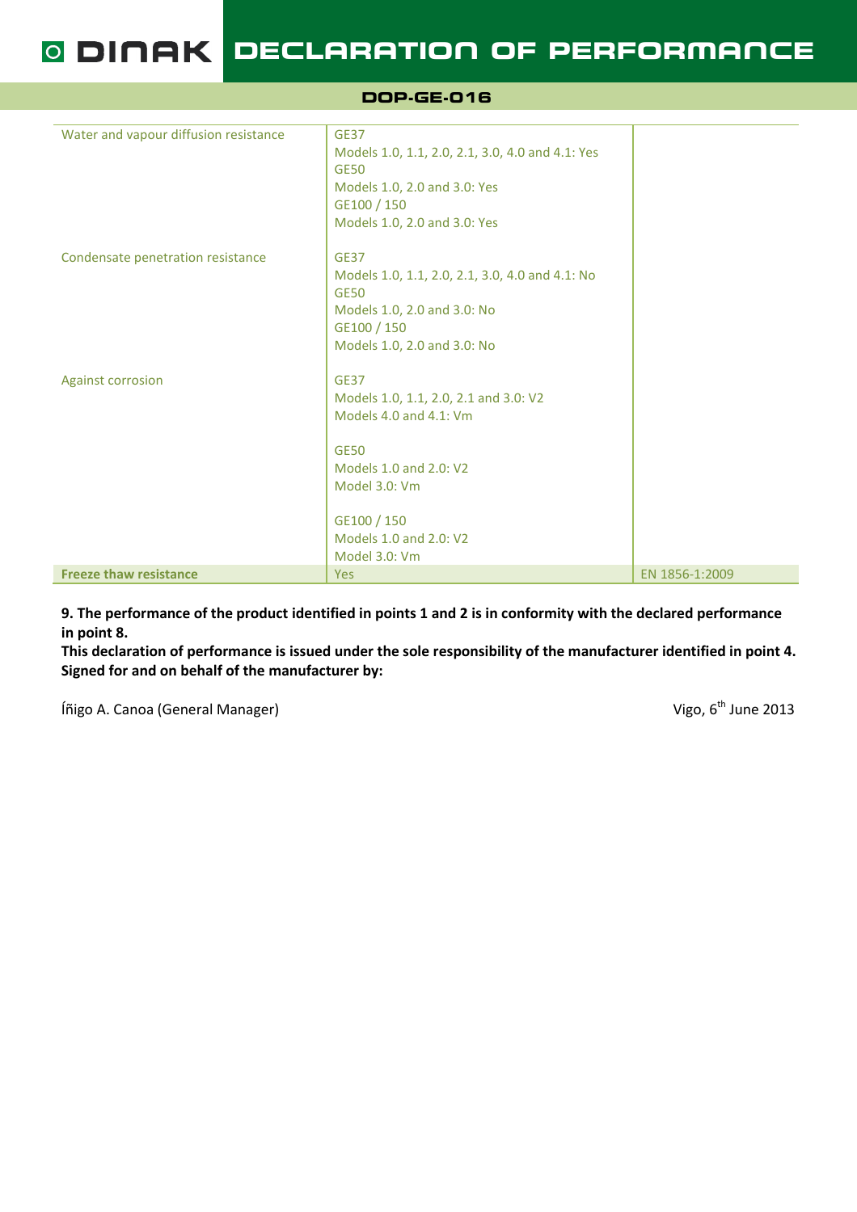| | | |
|---|---|---|
| Water and vapour diffusion resistance | GE37<br>Models 1.0, 1.1, 2.0, 2.1, 3.0, 4.0 and 4.1: Yes<br>GE50<br>Models 1.0, 2.0 and 3.0: Yes<br>GE100 / 150<br>Models 1.0, 2.0 and 3.0: Yes | |
| Condensate penetration resistance | GE37<br>Models 1.0, 1.1, 2.0, 2.1, 3.0, 4.0 and 4.1: No<br>GE50<br>Models 1.0, 2.0 and 3.0: No<br>GE100 / 150<br>Models 1.0, 2.0 and 3.0: No | |
| Against corrosion | GE37<br>Models 1.0, 1.1, 2.0, 2.1 and 3.0: V2<br>Models 4.0 and 4.1: Vm<br><br>GE50<br>Models 1.0 and 2.0: V2<br>Model 3.0: Vm<br><br>GE100 / 150<br>Models 1.0 and 2.0: V2<br>Model 3.0: Vm | |
| **Freeze thaw resistance** | Yes | EN 1856-1:2009 |

**9. The performance of the product identified in points 1 and 2 is in conformity with the declared performance in point 8.**
**This declaration of performance is issued under the sole responsibility of the manufacturer identified in point 4.**
**Signed for and on behalf of the manufacturer by:**

Íñigo A. Canoa (General Manager)

Vigo, 6th June 2013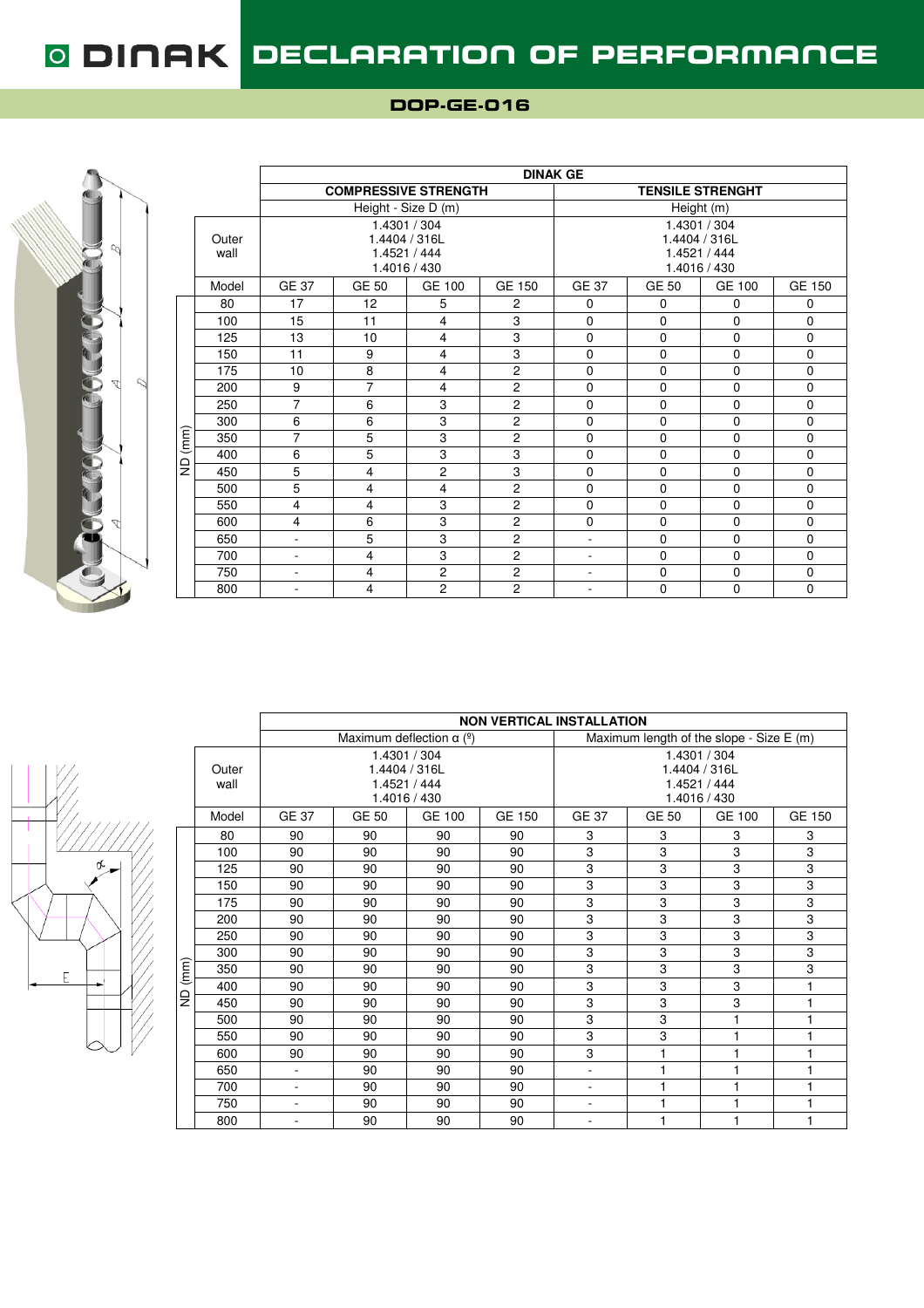# DINAK DECLARATION OF PERFORMANCE

## DOP-GE-016

| | DINAK GE | | | | | | | |
|---|---|---|---|---|---|---|---|---|
| | COMPRESSIVE STRENGTH | | | | TENSILE STRENGHT | | | |
| | Height - Size D (m) | | | | Height (m) | | | |
| Outer wall | 1.4301 / 304<br>1.4404 / 316L<br>1.4521 / 444<br>1.4016 / 430 | | | | 1.4301 / 304<br>1.4404 / 316L<br>1.4521 / 444<br>1.4016 / 430 | | | |
| Model | GE 37 | GE 50 | GE 100 | GE 150 | GE 37 | GE 50 | GE 100 | GE 150 |
| ND (mm) 80 | 17 | 12 | 5 | 2 | 0 | 0 | 0 | 0 |
| 100 | 15 | 11 | 4 | 3 | 0 | 0 | 0 | 0 |
| 125 | 13 | 10 | 4 | 3 | 0 | 0 | 0 | 0 |
| 150 | 11 | 9 | 4 | 3 | 0 | 0 | 0 | 0 |
| 175 | 10 | 8 | 4 | 2 | 0 | 0 | 0 | 0 |
| 200 | 9 | 7 | 4 | 2 | 0 | 0 | 0 | 0 |
| 250 | 7 | 6 | 3 | 2 | 0 | 0 | 0 | 0 |
| 300 | 6 | 6 | 3 | 2 | 0 | 0 | 0 | 0 |
| 350 | 7 | 5 | 3 | 2 | 0 | 0 | 0 | 0 |
| 400 | 6 | 5 | 3 | 3 | 0 | 0 | 0 | 0 |
| 450 | 5 | 4 | 2 | 3 | 0 | 0 | 0 | 0 |
| 500 | 5 | 4 | 4 | 2 | 0 | 0 | 0 | 0 |
| 550 | 4 | 4 | 3 | 2 | 0 | 0 | 0 | 0 |
| 600 | 4 | 6 | 3 | 2 | 0 | 0 | 0 | 0 |
| 650 | - | 5 | 3 | 2 | - | 0 | 0 | 0 |
| 700 | - | 4 | 3 | 2 | - | 0 | 0 | 0 |
| 750 | - | 4 | 2 | 2 | - | 0 | 0 | 0 |
| 800 | - | 4 | 2 | 2 | - | 0 | 0 | 0 |

| | NON VERTICAL INSTALLATION | | | | | | | |
|---|---|---|---|---|---|---|---|---|
| | Maximum deflection α (º) | | | | Maximum length of the slope - Size E (m) | | | |
| Outer wall | 1.4301 / 304<br>1.4404 / 316L<br>1.4521 / 444<br>1.4016 / 430 | | | | 1.4301 / 304<br>1.4404 / 316L<br>1.4521 / 444<br>1.4016 / 430 | | | |
| Model | GE 37 | GE 50 | GE 100 | GE 150 | GE 37 | GE 50 | GE 100 | GE 150 |
| ND (mm) 80 | 90 | 90 | 90 | 90 | 3 | 3 | 3 | 3 |
| 100 | 90 | 90 | 90 | 90 | 3 | 3 | 3 | 3 |
| 125 | 90 | 90 | 90 | 90 | 3 | 3 | 3 | 3 |
| 150 | 90 | 90 | 90 | 90 | 3 | 3 | 3 | 3 |
| 175 | 90 | 90 | 90 | 90 | 3 | 3 | 3 | 3 |
| 200 | 90 | 90 | 90 | 90 | 3 | 3 | 3 | 3 |
| 250 | 90 | 90 | 90 | 90 | 3 | 3 | 3 | 3 |
| 300 | 90 | 90 | 90 | 90 | 3 | 3 | 3 | 3 |
| 350 | 90 | 90 | 90 | 90 | 3 | 3 | 3 | 3 |
| 400 | 90 | 90 | 90 | 90 | 3 | 3 | 3 | 1 |
| 450 | 90 | 90 | 90 | 90 | 3 | 3 | 3 | 1 |
| 500 | 90 | 90 | 90 | 90 | 3 | 3 | 1 | 1 |
| 550 | 90 | 90 | 90 | 90 | 3 | 3 | 1 | 1 |
| 600 | 90 | 90 | 90 | 90 | 3 | 1 | 1 | 1 |
| 650 | - | 90 | 90 | 90 | - | 1 | 1 | 1 |
| 700 | - | 90 | 90 | 90 | - | 1 | 1 | 1 |
| 750 | - | 90 | 90 | 90 | - | 1 | 1 | 1 |
| 800 | - | 90 | 90 | 90 | - | 1 | 1 | 1 |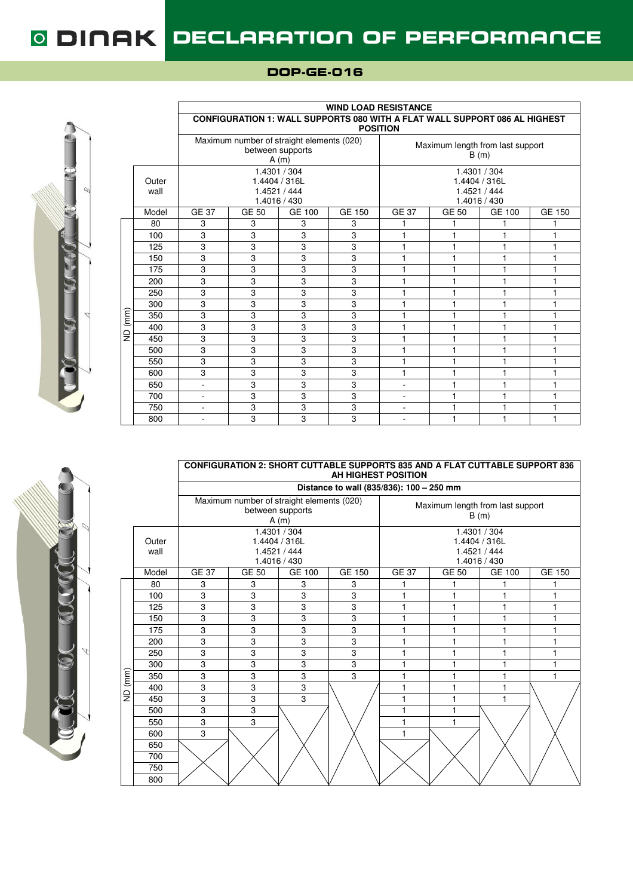# DINAK DECLARATION OF PERFORMANCE

## DOP-GE-016

| | WIND LOAD RESISTANCE | | | | | | | |
|---|---|---|---|---|---|---|---|---|
| | CONFIGURATION 1: WALL SUPPORTS 080 WITH A FLAT WALL SUPPORT 086 AL HIGHEST POSITION | | | | | | | |
| | Maximum number of straight elements (020) between supports A (m) | | | | Maximum length from last support B (m) | | | |
| Outer wall | 1.4301 / 304 1.4404 / 316L 1.4521 / 444 1.4016 / 430 | | | | 1.4301 / 304 1.4404 / 316L 1.4521 / 444 1.4016 / 430 | | | |
| Model | GE 37 | GE 50 | GE 100 | GE 150 | GE 37 | GE 50 | GE 100 | GE 150 |
| ND (mm) 80 | 3 | 3 | 3 | 3 | 1 | 1 | 1 | 1 |
| 100 | 3 | 3 | 3 | 3 | 1 | 1 | 1 | 1 |
| 125 | 3 | 3 | 3 | 3 | 1 | 1 | 1 | 1 |
| 150 | 3 | 3 | 3 | 3 | 1 | 1 | 1 | 1 |
| 175 | 3 | 3 | 3 | 3 | 1 | 1 | 1 | 1 |
| 200 | 3 | 3 | 3 | 3 | 1 | 1 | 1 | 1 |
| 250 | 3 | 3 | 3 | 3 | 1 | 1 | 1 | 1 |
| 300 | 3 | 3 | 3 | 3 | 1 | 1 | 1 | 1 |
| 350 | 3 | 3 | 3 | 3 | 1 | 1 | 1 | 1 |
| 400 | 3 | 3 | 3 | 3 | 1 | 1 | 1 | 1 |
| 450 | 3 | 3 | 3 | 3 | 1 | 1 | 1 | 1 |
| 500 | 3 | 3 | 3 | 3 | 1 | 1 | 1 | 1 |
| 550 | 3 | 3 | 3 | 3 | 1 | 1 | 1 | 1 |
| 600 | 3 | 3 | 3 | 3 | 1 | 1 | 1 | 1 |
| 650 | - | 3 | 3 | 3 | - | 1 | 1 | 1 |
| 700 | - | 3 | 3 | 3 | - | 1 | 1 | 1 |
| 750 | - | 3 | 3 | 3 | - | 1 | 1 | 1 |
| 800 | - | 3 | 3 | 3 | - | 1 | 1 | 1 |

| | CONFIGURATION 2: SHORT CUTTABLE SUPPORTS 835 AND A FLAT CUTTABLE SUPPORT 836 AH HIGHEST POSITION | | | | | | | |
|---|---|---|---|---|---|---|---|---|
| | Distance to wall (835/836): 100 – 250 mm | | | | | | | |
| | Maximum number of straight elements (020) between supports A (m) | | | | Maximum length from last support B (m) | | | |
| Outer wall | 1.4301 / 304 1.4404 / 316L 1.4521 / 444 1.4016 / 430 | | | | 1.4301 / 304 1.4404 / 316L 1.4521 / 444 1.4016 / 430 | | | |
| Model | GE 37 | GE 50 | GE 100 | GE 150 | GE 37 | GE 50 | GE 100 | GE 150 |
| ND (mm) 80 | 3 | 3 | 3 | 3 | 1 | 1 | 1 | 1 |
| 100 | 3 | 3 | 3 | 3 | 1 | 1 | 1 | 1 |
| 125 | 3 | 3 | 3 | 3 | 1 | 1 | 1 | 1 |
| 150 | 3 | 3 | 3 | 3 | 1 | 1 | 1 | 1 |
| 175 | 3 | 3 | 3 | 3 | 1 | 1 | 1 | 1 |
| 200 | 3 | 3 | 3 | 3 | 1 | 1 | 1 | 1 |
| 250 | 3 | 3 | 3 | 3 | 1 | 1 | 1 | 1 |
| 300 | 3 | 3 | 3 | 3 | 1 | 1 | 1 | 1 |
| 350 | 3 | 3 | 3 | 3 | 1 | 1 | 1 | 1 |
| 400 | 3 | 3 | 3 | X | 1 | 1 | 1 | X |
| 450 | 3 | 3 | 3 | X | 1 | 1 | 1 | X |
| 500 | 3 | 3 | X | X | 1 | 1 | X | X |
| 550 | 3 | 3 | X | X | 1 | 1 | X | X |
| 600 | 3 | X | X | X | 1 | X | X | X |
| 650 | X | X | X | X | X | X | X | X |
| 700 | X | X | X | X | X | X | X | X |
| 750 | X | X | X | X | X | X | X | X |
| 800 | X | X | X | X | X | X | X | X |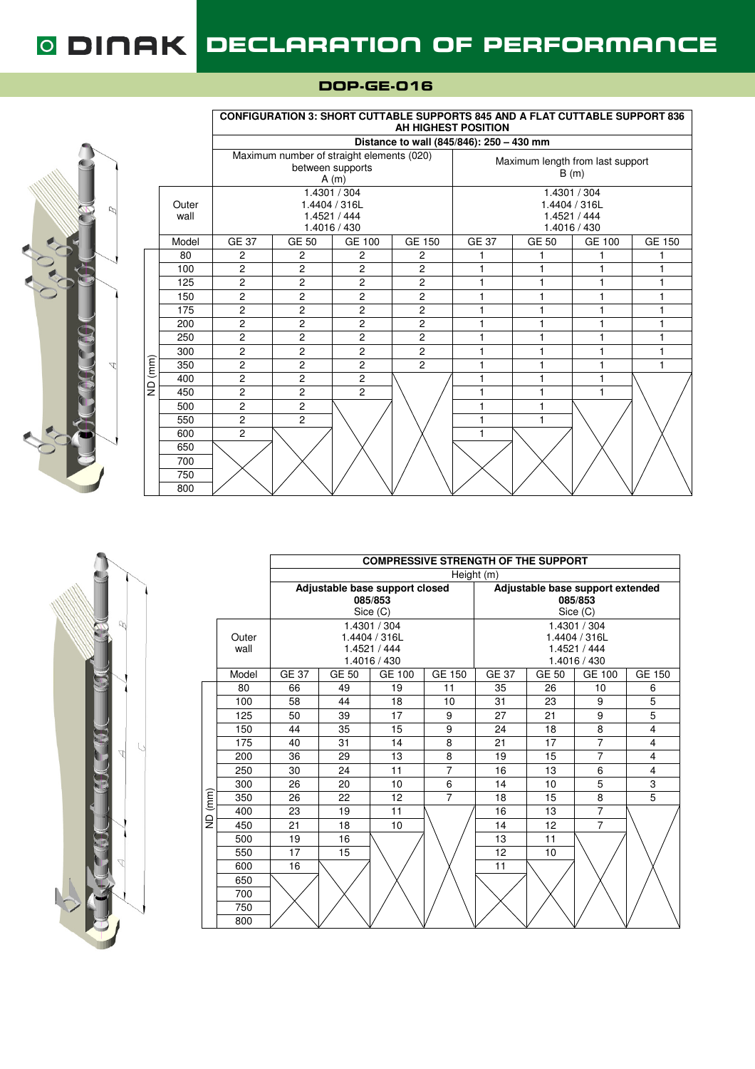# DINAK DECLARATION OF PERFORMANCE

## DOP-GE-016

| | CONFIGURATION 3: SHORT CUTTABLE SUPPORTS 845 AND A FLAT CUTTABLE SUPPORT 836 AH HIGHEST POSITION | | | | | | | |
|---|---|---|---|---|---|---|---|---|
| | Distance to wall (845/846): 250 – 430 mm | | | | | | | |
| | Maximum number of straight elements (020) between supports A (m) | | | | Maximum length from last support B (m) | | | |
| Outer wall | 1.4301 / 304 1.4404 / 316L 1.4521 / 444 1.4016 / 430 | | | | 1.4301 / 304 1.4404 / 316L 1.4521 / 444 1.4016 / 430 | | | |
| Model | GE 37 | GE 50 | GE 100 | GE 150 | GE 37 | GE 50 | GE 100 | GE 150 |
| ND (mm) 80 | 2 | 2 | 2 | 2 | 1 | 1 | 1 | 1 |
| 100 | 2 | 2 | 2 | 2 | 1 | 1 | 1 | 1 |
| 125 | 2 | 2 | 2 | 2 | 1 | 1 | 1 | 1 |
| 150 | 2 | 2 | 2 | 2 | 1 | 1 | 1 | 1 |
| 175 | 2 | 2 | 2 | 2 | 1 | 1 | 1 | 1 |
| 200 | 2 | 2 | 2 | 2 | 1 | 1 | 1 | 1 |
| 250 | 2 | 2 | 2 | 2 | 1 | 1 | 1 | 1 |
| 300 | 2 | 2 | 2 | 2 | 1 | 1 | 1 | 1 |
| 350 | 2 | 2 | 2 | 2 | 1 | 1 | 1 | 1 |
| 400 | 2 | 2 | 2 | | 1 | 1 | 1 | |
| 450 | 2 | 2 | 2 | | 1 | 1 | 1 | |
| 500 | 2 | 2 | | | 1 | 1 | | |
| 550 | 2 | 2 | | | 1 | 1 | | |
| 600 | 2 | | | | 1 | | | |
| 650 | | | | | | | | |
| 700 | | | | | | | | |
| 750 | | | | | | | | |
| 800 | | | | | | | | |

| | COMPRESSIVE STRENGTH OF THE SUPPORT | | | | | | | |
|---|---|---|---|---|---|---|---|---|
| | Height (m) | | | | | | | |
| | Adjustable base support closed 085/853 Sice (C) | | | | Adjustable base support extended 085/853 Sice (C) | | | |
| Outer wall | 1.4301 / 304 1.4404 / 316L 1.4521 / 444 1.4016 / 430 | | | | 1.4301 / 304 1.4404 / 316L 1.4521 / 444 1.4016 / 430 | | | |
| Model | GE 37 | GE 50 | GE 100 | GE 150 | GE 37 | GE 50 | GE 100 | GE 150 |
| ND (mm) 80 | 66 | 49 | 19 | 11 | 35 | 26 | 10 | 6 |
| 100 | 58 | 44 | 18 | 10 | 31 | 23 | 9 | 5 |
| 125 | 50 | 39 | 17 | 9 | 27 | 21 | 9 | 5 |
| 150 | 44 | 35 | 15 | 9 | 24 | 18 | 8 | 4 |
| 175 | 40 | 31 | 14 | 8 | 21 | 17 | 7 | 4 |
| 200 | 36 | 29 | 13 | 8 | 19 | 15 | 7 | 4 |
| 250 | 30 | 24 | 11 | 7 | 16 | 13 | 6 | 4 |
| 300 | 26 | 20 | 10 | 6 | 14 | 10 | 5 | 3 |
| 350 | 26 | 22 | 12 | 7 | 18 | 15 | 8 | 5 |
| 400 | 23 | 19 | 11 | | 16 | 13 | 7 | |
| 450 | 21 | 18 | 10 | | 14 | 12 | 7 | |
| 500 | 19 | 16 | | | 13 | 11 | | |
| 550 | 17 | 15 | | | 12 | 10 | | |
| 600 | 16 | | | | 11 | | | |
| 650 | | | | | | | | |
| 700 | | | | | | | | |
| 750 | | | | | | | | |
| 800 | | | | | | | | |